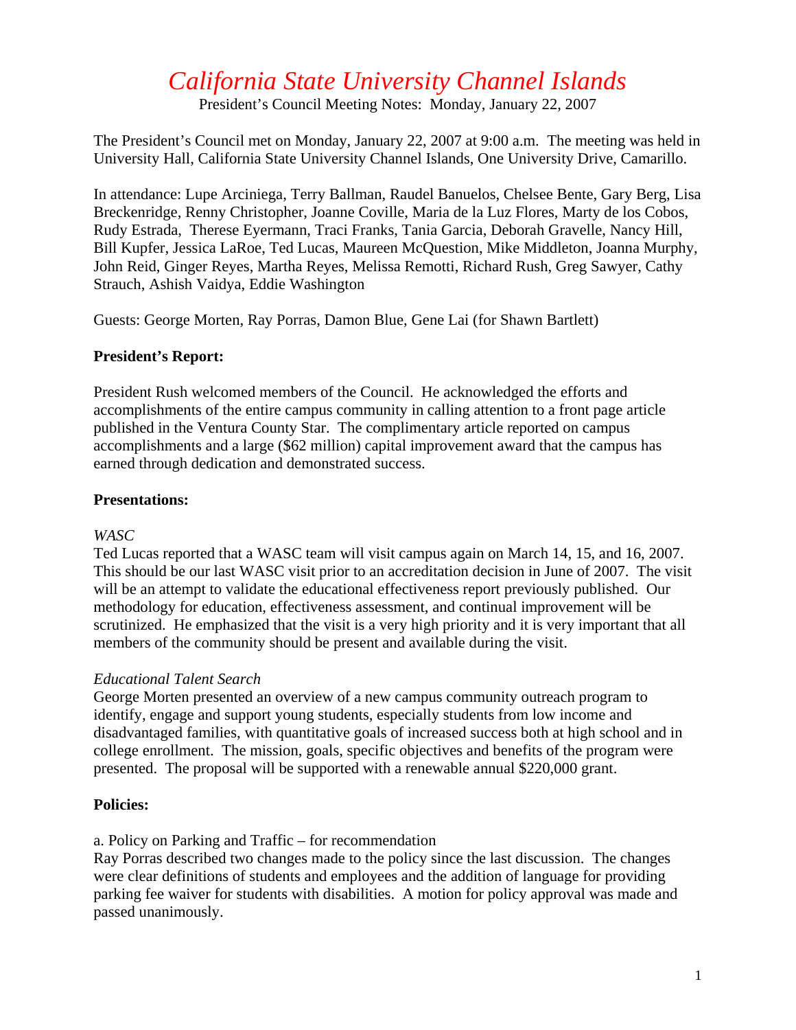# California State University Channel Islands

President's Council Meeting Notes: Monday, January 22, 2007

The President's Council met on Monday, January 22, 2007 at 9:00 a.m. The meeting was held in University Hall, California State University Channel Islands, One University Drive, Camarillo.

In attendance: Lupe Arciniega, Terry Ballman, Raudel Banuelos, Chelsee Bente, Gary Berg, Lisa Breckenridge, Renny Christopher, Joanne Coville, Maria de la Luz Flores, Marty de los Cobos, Rudy Estrada, Therese Eyermann, Traci Franks, Tania Garcia, Deborah Gravelle, Nancy Hill, Bill Kupfer, Jessica LaRoe, Ted Lucas, Maureen McQuestion, Mike Middleton, Joanna Murphy, John Reid, Ginger Reyes, Martha Reyes, Melissa Remotti, Richard Rush, Greg Sawyer, Cathy Strauch, Ashish Vaidya, Eddie Washington

Guests: George Morten, Ray Porras, Damon Blue, Gene Lai (for Shawn Bartlett)

**President's Report:**

President Rush welcomed members of the Council. He acknowledged the efforts and accomplishments of the entire campus community in calling attention to a front page article published in the Ventura County Star. The complimentary article reported on campus accomplishments and a large ($62 million) capital improvement award that the campus has earned through dedication and demonstrated success.

**Presentations:**

*WASC*

Ted Lucas reported that a WASC team will visit campus again on March 14, 15, and 16, 2007. This should be our last WASC visit prior to an accreditation decision in June of 2007. The visit will be an attempt to validate the educational effectiveness report previously published. Our methodology for education, effectiveness assessment, and continual improvement will be scrutinized. He emphasized that the visit is a very high priority and it is very important that all members of the community should be present and available during the visit.

*Educational Talent Search*

George Morten presented an overview of a new campus community outreach program to identify, engage and support young students, especially students from low income and disadvantaged families, with quantitative goals of increased success both at high school and in college enrollment. The mission, goals, specific objectives and benefits of the program were presented. The proposal will be supported with a renewable annual $220,000 grant.

**Policies:**

a. Policy on Parking and Traffic – for recommendation

Ray Porras described two changes made to the policy since the last discussion. The changes were clear definitions of students and employees and the addition of language for providing parking fee waiver for students with disabilities. A motion for policy approval was made and passed unanimously.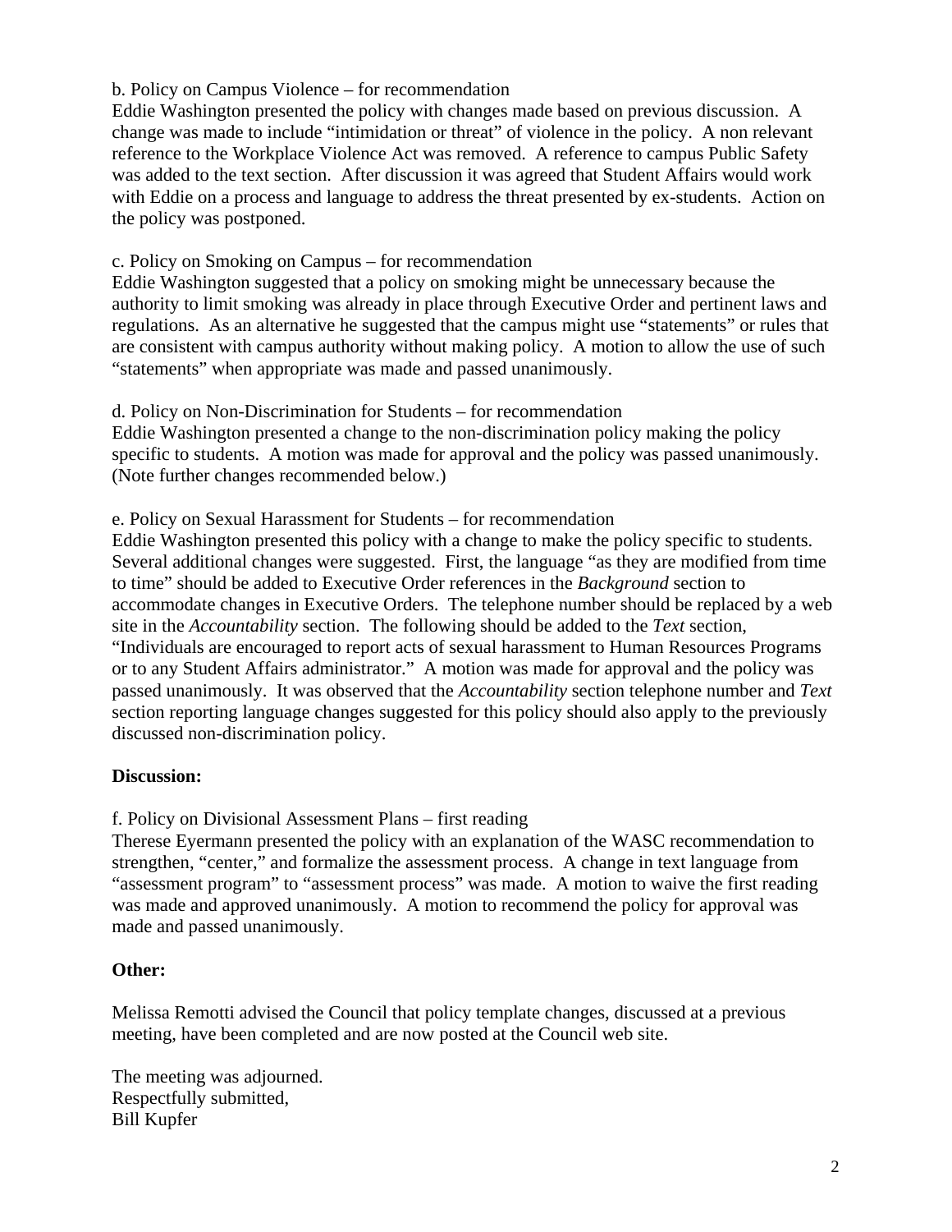b. Policy on Campus Violence – for recommendation
Eddie Washington presented the policy with changes made based on previous discussion. A change was made to include "intimidation or threat" of violence in the policy. A non relevant reference to the Workplace Violence Act was removed. A reference to campus Public Safety was added to the text section. After discussion it was agreed that Student Affairs would work with Eddie on a process and language to address the threat presented by ex-students. Action on the policy was postponed.

c. Policy on Smoking on Campus – for recommendation
Eddie Washington suggested that a policy on smoking might be unnecessary because the authority to limit smoking was already in place through Executive Order and pertinent laws and regulations. As an alternative he suggested that the campus might use "statements" or rules that are consistent with campus authority without making policy. A motion to allow the use of such "statements" when appropriate was made and passed unanimously.

d. Policy on Non-Discrimination for Students – for recommendation
Eddie Washington presented a change to the non-discrimination policy making the policy specific to students. A motion was made for approval and the policy was passed unanimously. (Note further changes recommended below.)

e. Policy on Sexual Harassment for Students – for recommendation
Eddie Washington presented this policy with a change to make the policy specific to students. Several additional changes were suggested. First, the language "as they are modified from time to time" should be added to Executive Order references in the *Background* section to accommodate changes in Executive Orders. The telephone number should be replaced by a web site in the *Accountability* section. The following should be added to the *Text* section, "Individuals are encouraged to report acts of sexual harassment to Human Resources Programs or to any Student Affairs administrator." A motion was made for approval and the policy was passed unanimously. It was observed that the *Accountability* section telephone number and *Text* section reporting language changes suggested for this policy should also apply to the previously discussed non-discrimination policy.

**Discussion:**

f. Policy on Divisional Assessment Plans – first reading
Therese Eyermann presented the policy with an explanation of the WASC recommendation to strengthen, "center," and formalize the assessment process. A change in text language from "assessment program" to "assessment process" was made. A motion to waive the first reading was made and approved unanimously. A motion to recommend the policy for approval was made and passed unanimously.

**Other:**

Melissa Remotti advised the Council that policy template changes, discussed at a previous meeting, have been completed and are now posted at the Council web site.

The meeting was adjourned.
Respectfully submitted,
Bill Kupfer